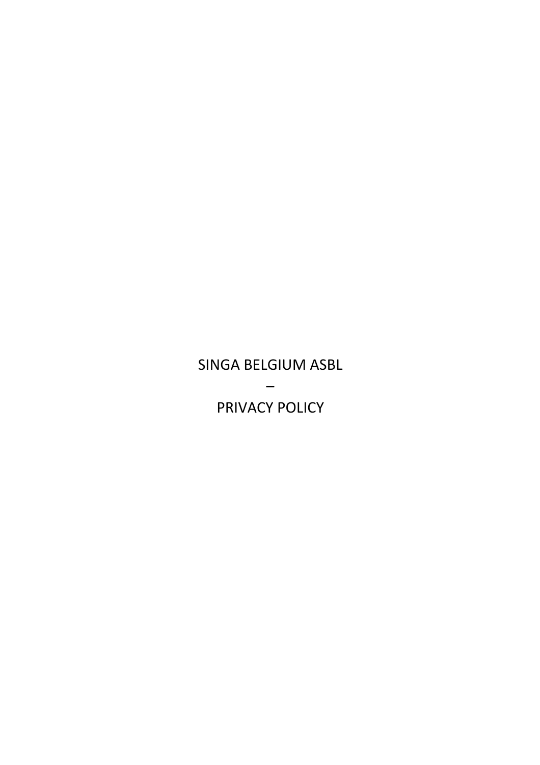# SINGA BELGIUM ASBL

–

# PRIVACY POLICY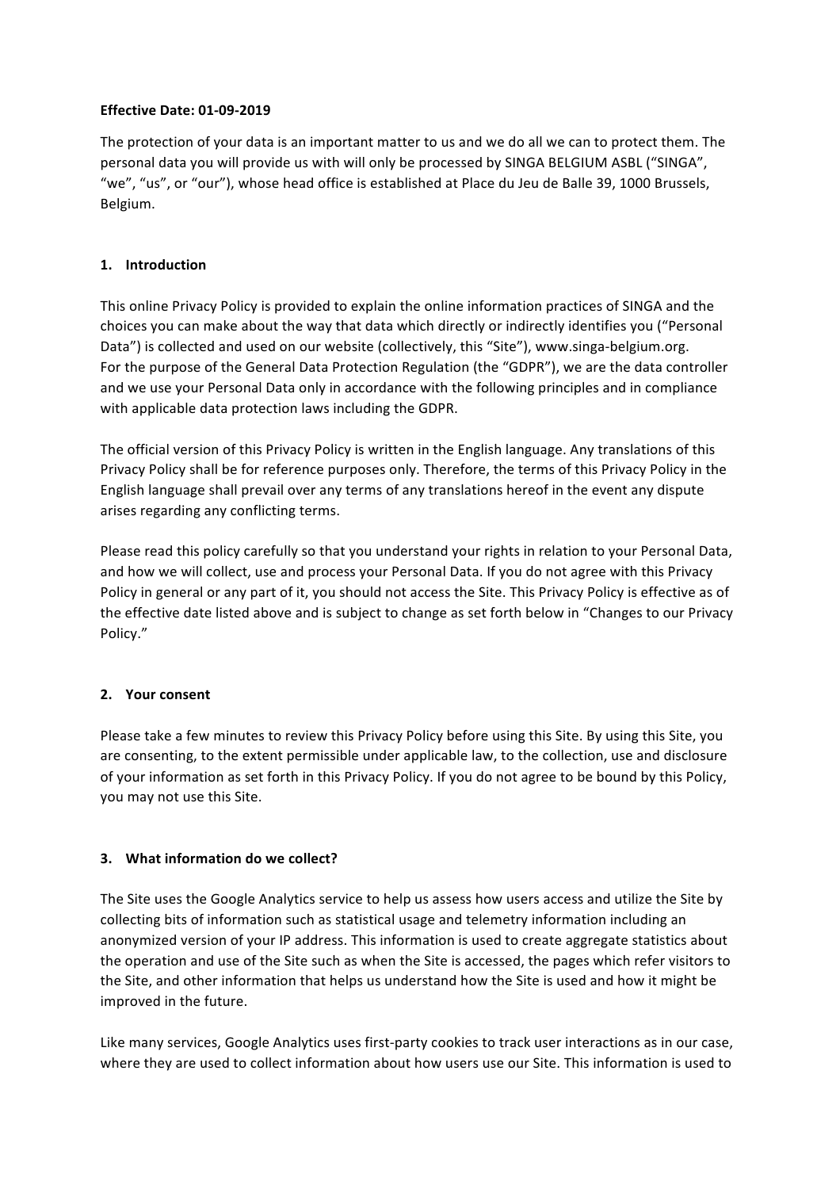**Effective Date: 01-09-2019**

The protection of your data is an important matter to us and we do all we can to protect them. The personal data you will provide us with will only be processed by SINGA BELGIUM ASBL ("SINGA", "we", "us", or "our"), whose head office is established at Place du Jeu de Balle 39, 1000 Brussels, Belgium.

## 1. Introduction

This online Privacy Policy is provided to explain the online information practices of SINGA and the choices you can make about the way that data which directly or indirectly identifies you ("Personal Data") is collected and used on our website (collectively, this "Site"), www.singa-belgium.org. For the purpose of the General Data Protection Regulation (the "GDPR"), we are the data controller and we use your Personal Data only in accordance with the following principles and in compliance with applicable data protection laws including the GDPR.

The official version of this Privacy Policy is written in the English language. Any translations of this Privacy Policy shall be for reference purposes only. Therefore, the terms of this Privacy Policy in the English language shall prevail over any terms of any translations hereof in the event any dispute arises regarding any conflicting terms.

Please read this policy carefully so that you understand your rights in relation to your Personal Data, and how we will collect, use and process your Personal Data. If you do not agree with this Privacy Policy in general or any part of it, you should not access the Site. This Privacy Policy is effective as of the effective date listed above and is subject to change as set forth below in "Changes to our Privacy Policy."

## 2. Your consent

Please take a few minutes to review this Privacy Policy before using this Site. By using this Site, you are consenting, to the extent permissible under applicable law, to the collection, use and disclosure of your information as set forth in this Privacy Policy. If you do not agree to be bound by this Policy, you may not use this Site.

## 3. What information do we collect?

The Site uses the Google Analytics service to help us assess how users access and utilize the Site by collecting bits of information such as statistical usage and telemetry information including an anonymized version of your IP address. This information is used to create aggregate statistics about the operation and use of the Site such as when the Site is accessed, the pages which refer visitors to the Site, and other information that helps us understand how the Site is used and how it might be improved in the future.

Like many services, Google Analytics uses first-party cookies to track user interactions as in our case, where they are used to collect information about how users use our Site. This information is used to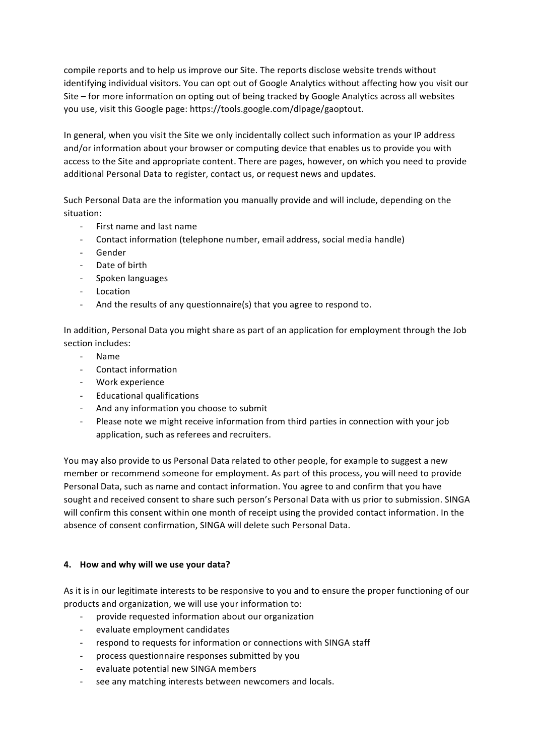compile reports and to help us improve our Site. The reports disclose website trends without identifying individual visitors. You can opt out of Google Analytics without affecting how you visit our Site – for more information on opting out of being tracked by Google Analytics across all websites you use, visit this Google page: https://tools.google.com/dlpage/gaoptout.

In general, when you visit the Site we only incidentally collect such information as your IP address and/or information about your browser or computing device that enables us to provide you with access to the Site and appropriate content. There are pages, however, on which you need to provide additional Personal Data to register, contact us, or request news and updates.

Such Personal Data are the information you manually provide and will include, depending on the situation:

- First name and last name
- Contact information (telephone number, email address, social media handle)
- Gender
- Date of birth
- Spoken languages
- Location
- And the results of any questionnaire(s) that you agree to respond to.

In addition, Personal Data you might share as part of an application for employment through the Job section includes:

- Name
- Contact information
- Work experience
- Educational qualifications
- And any information you choose to submit
- Please note we might receive information from third parties in connection with your job application, such as referees and recruiters.

You may also provide to us Personal Data related to other people, for example to suggest a new member or recommend someone for employment. As part of this process, you will need to provide Personal Data, such as name and contact information. You agree to and confirm that you have sought and received consent to share such person's Personal Data with us prior to submission. SINGA will confirm this consent within one month of receipt using the provided contact information. In the absence of consent confirmation, SINGA will delete such Personal Data.

## 4. How and why will we use your data?

As it is in our legitimate interests to be responsive to you and to ensure the proper functioning of our products and organization, we will use your information to:

- provide requested information about our organization
- evaluate employment candidates
- respond to requests for information or connections with SINGA staff
- process questionnaire responses submitted by you
- evaluate potential new SINGA members
- see any matching interests between newcomers and locals.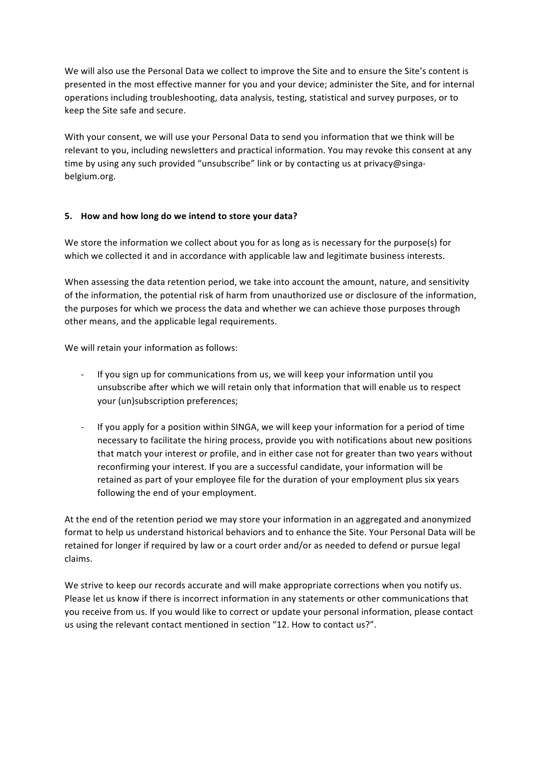We will also use the Personal Data we collect to improve the Site and to ensure the Site's content is presented in the most effective manner for you and your device; administer the Site, and for internal operations including troubleshooting, data analysis, testing, statistical and survey purposes, or to keep the Site safe and secure.

With your consent, we will use your Personal Data to send you information that we think will be relevant to you, including newsletters and practical information. You may revoke this consent at any time by using any such provided "unsubscribe" link or by contacting us at privacy@singa-belgium.org.

## 5. How and how long do we intend to store your data?

We store the information we collect about you for as long as is necessary for the purpose(s) for which we collected it and in accordance with applicable law and legitimate business interests.

When assessing the data retention period, we take into account the amount, nature, and sensitivity of the information, the potential risk of harm from unauthorized use or disclosure of the information, the purposes for which we process the data and whether we can achieve those purposes through other means, and the applicable legal requirements.

We will retain your information as follows:

- If you sign up for communications from us, we will keep your information until you unsubscribe after which we will retain only that information that will enable us to respect your (un)subscription preferences;

- If you apply for a position within SINGA, we will keep your information for a period of time necessary to facilitate the hiring process, provide you with notifications about new positions that match your interest or profile, and in either case not for greater than two years without reconfirming your interest. If you are a successful candidate, your information will be retained as part of your employee file for the duration of your employment plus six years following the end of your employment.

At the end of the retention period we may store your information in an aggregated and anonymized format to help us understand historical behaviors and to enhance the Site. Your Personal Data will be retained for longer if required by law or a court order and/or as needed to defend or pursue legal claims.

We strive to keep our records accurate and will make appropriate corrections when you notify us. Please let us know if there is incorrect information in any statements or other communications that you receive from us. If you would like to correct or update your personal information, please contact us using the relevant contact mentioned in section "12. How to contact us?".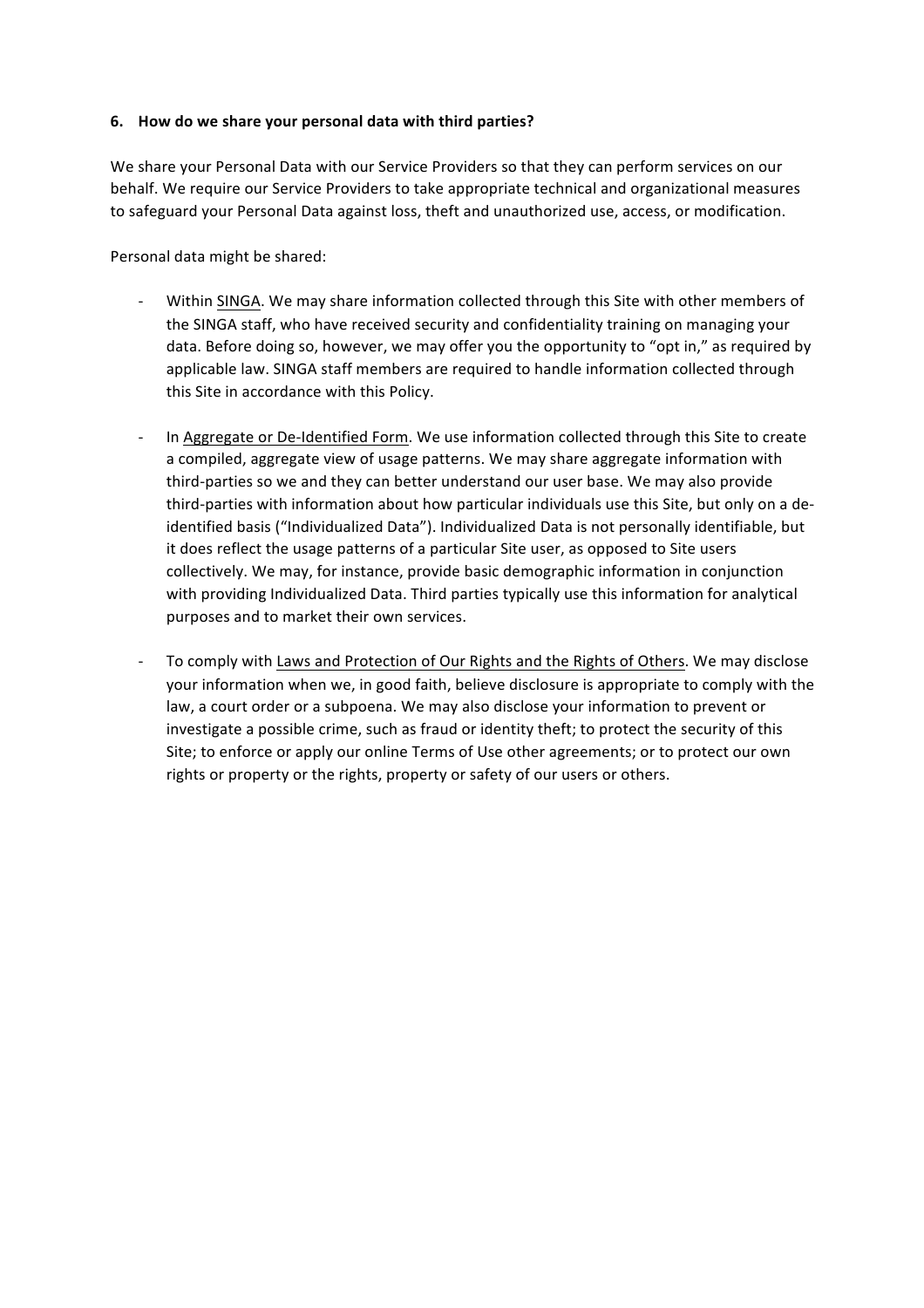### 6. How do we share your personal data with third parties?

We share your Personal Data with our Service Providers so that they can perform services on our behalf. We require our Service Providers to take appropriate technical and organizational measures to safeguard your Personal Data against loss, theft and unauthorized use, access, or modification.

Personal data might be shared:

- Within <u>SINGA</u>. We may share information collected through this Site with other members of the SINGA staff, who have received security and confidentiality training on managing your data. Before doing so, however, we may offer you the opportunity to "opt in," as required by applicable law. SINGA staff members are required to handle information collected through this Site in accordance with this Policy.

- In <u>Aggregate or De-Identified Form</u>. We use information collected through this Site to create a compiled, aggregate view of usage patterns. We may share aggregate information with third-parties so we and they can better understand our user base. We may also provide third-parties with information about how particular individuals use this Site, but only on a de-identified basis ("Individualized Data"). Individualized Data is not personally identifiable, but it does reflect the usage patterns of a particular Site user, as opposed to Site users collectively. We may, for instance, provide basic demographic information in conjunction with providing Individualized Data. Third parties typically use this information for analytical purposes and to market their own services.

- To comply with <u>Laws and Protection of Our Rights and the Rights of Others</u>. We may disclose your information when we, in good faith, believe disclosure is appropriate to comply with the law, a court order or a subpoena. We may also disclose your information to prevent or investigate a possible crime, such as fraud or identity theft; to protect the security of this Site; to enforce or apply our online Terms of Use other agreements; or to protect our own rights or property or the rights, property or safety of our users or others.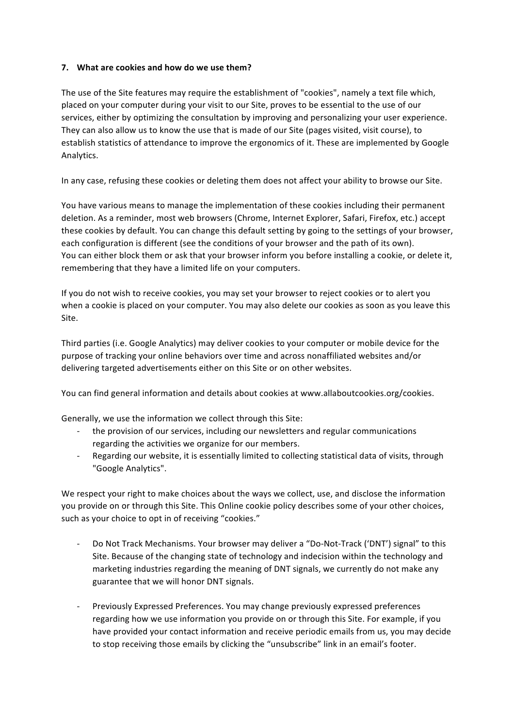## 7. What are cookies and how do we use them?

The use of the Site features may require the establishment of "cookies", namely a text file which, placed on your computer during your visit to our Site, proves to be essential to the use of our services, either by optimizing the consultation by improving and personalizing your user experience. They can also allow us to know the use that is made of our Site (pages visited, visit course), to establish statistics of attendance to improve the ergonomics of it. These are implemented by Google Analytics.

In any case, refusing these cookies or deleting them does not affect your ability to browse our Site.

You have various means to manage the implementation of these cookies including their permanent deletion. As a reminder, most web browsers (Chrome, Internet Explorer, Safari, Firefox, etc.) accept these cookies by default. You can change this default setting by going to the settings of your browser, each configuration is different (see the conditions of your browser and the path of its own).
You can either block them or ask that your browser inform you before installing a cookie, or delete it, remembering that they have a limited life on your computers.

If you do not wish to receive cookies, you may set your browser to reject cookies or to alert you when a cookie is placed on your computer. You may also delete our cookies as soon as you leave this Site.

Third parties (i.e. Google Analytics) may deliver cookies to your computer or mobile device for the purpose of tracking your online behaviors over time and across nonaffiliated websites and/or delivering targeted advertisements either on this Site or on other websites.

You can find general information and details about cookies at www.allaboutcookies.org/cookies.

Generally, we use the information we collect through this Site:

- the provision of our services, including our newsletters and regular communications regarding the activities we organize for our members.
- Regarding our website, it is essentially limited to collecting statistical data of visits, through "Google Analytics".

We respect your right to make choices about the ways we collect, use, and disclose the information you provide on or through this Site. This Online cookie policy describes some of your other choices, such as your choice to opt in of receiving "cookies."

- Do Not Track Mechanisms. Your browser may deliver a "Do-Not-Track ('DNT') signal" to this Site. Because of the changing state of technology and indecision within the technology and marketing industries regarding the meaning of DNT signals, we currently do not make any guarantee that we will honor DNT signals.

- Previously Expressed Preferences. You may change previously expressed preferences regarding how we use information you provide on or through this Site. For example, if you have provided your contact information and receive periodic emails from us, you may decide to stop receiving those emails by clicking the "unsubscribe" link in an email's footer.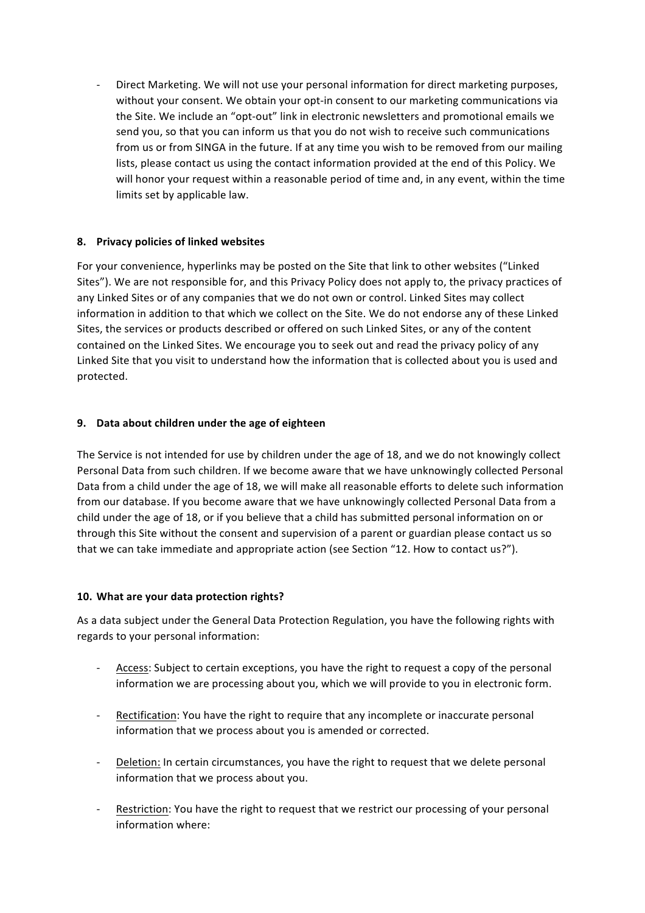- Direct Marketing. We will not use your personal information for direct marketing purposes, without your consent. We obtain your opt-in consent to our marketing communications via the Site. We include an "opt-out" link in electronic newsletters and promotional emails we send you, so that you can inform us that you do not wish to receive such communications from us or from SINGA in the future. If at any time you wish to be removed from our mailing lists, please contact us using the contact information provided at the end of this Policy. We will honor your request within a reasonable period of time and, in any event, within the time limits set by applicable law.

## 8. Privacy policies of linked websites

For your convenience, hyperlinks may be posted on the Site that link to other websites ("Linked Sites"). We are not responsible for, and this Privacy Policy does not apply to, the privacy practices of any Linked Sites or of any companies that we do not own or control. Linked Sites may collect information in addition to that which we collect on the Site. We do not endorse any of these Linked Sites, the services or products described or offered on such Linked Sites, or any of the content contained on the Linked Sites. We encourage you to seek out and read the privacy policy of any Linked Site that you visit to understand how the information that is collected about you is used and protected.

## 9. Data about children under the age of eighteen

The Service is not intended for use by children under the age of 18, and we do not knowingly collect Personal Data from such children. If we become aware that we have unknowingly collected Personal Data from a child under the age of 18, we will make all reasonable efforts to delete such information from our database. If you become aware that we have unknowingly collected Personal Data from a child under the age of 18, or if you believe that a child has submitted personal information on or through this Site without the consent and supervision of a parent or guardian please contact us so that we can take immediate and appropriate action (see Section "12. How to contact us?").

## 10. What are your data protection rights?

As a data subject under the General Data Protection Regulation, you have the following rights with regards to your personal information:

- Access: Subject to certain exceptions, you have the right to request a copy of the personal information we are processing about you, which we will provide to you in electronic form.

- Rectification: You have the right to require that any incomplete or inaccurate personal information that we process about you is amended or corrected.

- Deletion: In certain circumstances, you have the right to request that we delete personal information that we process about you.

- Restriction: You have the right to request that we restrict our processing of your personal information where: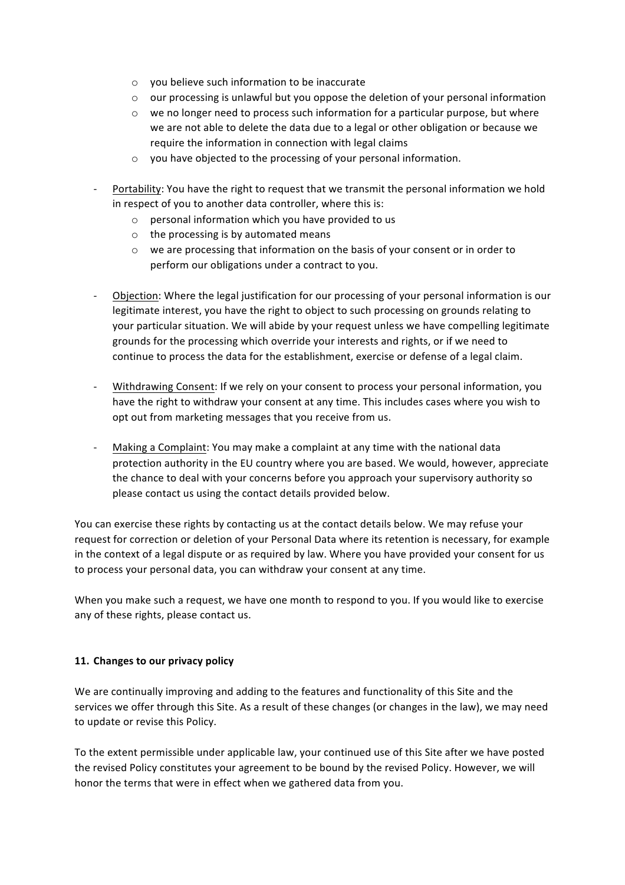- you believe such information to be inaccurate
  - our processing is unlawful but you oppose the deletion of your personal information
  - we no longer need to process such information for a particular purpose, but where we are not able to delete the data due to a legal or other obligation or because we require the information in connection with legal claims
  - you have objected to the processing of your personal information.

- Portability: You have the right to request that we transmit the personal information we hold in respect of you to another data controller, where this is:
  - personal information which you have provided to us
  - the processing is by automated means
  - we are processing that information on the basis of your consent or in order to perform our obligations under a contract to you.

- Objection: Where the legal justification for our processing of your personal information is our legitimate interest, you have the right to object to such processing on grounds relating to your particular situation. We will abide by your request unless we have compelling legitimate grounds for the processing which override your interests and rights, or if we need to continue to process the data for the establishment, exercise or defense of a legal claim.

- Withdrawing Consent: If we rely on your consent to process your personal information, you have the right to withdraw your consent at any time. This includes cases where you wish to opt out from marketing messages that you receive from us.

- Making a Complaint: You may make a complaint at any time with the national data protection authority in the EU country where you are based. We would, however, appreciate the chance to deal with your concerns before you approach your supervisory authority so please contact us using the contact details provided below.

You can exercise these rights by contacting us at the contact details below. We may refuse your request for correction or deletion of your Personal Data where its retention is necessary, for example in the context of a legal dispute or as required by law. Where you have provided your consent for us to process your personal data, you can withdraw your consent at any time.

When you make such a request, we have one month to respond to you. If you would like to exercise any of these rights, please contact us.

## 11. Changes to our privacy policy

We are continually improving and adding to the features and functionality of this Site and the services we offer through this Site. As a result of these changes (or changes in the law), we may need to update or revise this Policy.

To the extent permissible under applicable law, your continued use of this Site after we have posted the revised Policy constitutes your agreement to be bound by the revised Policy. However, we will honor the terms that were in effect when we gathered data from you.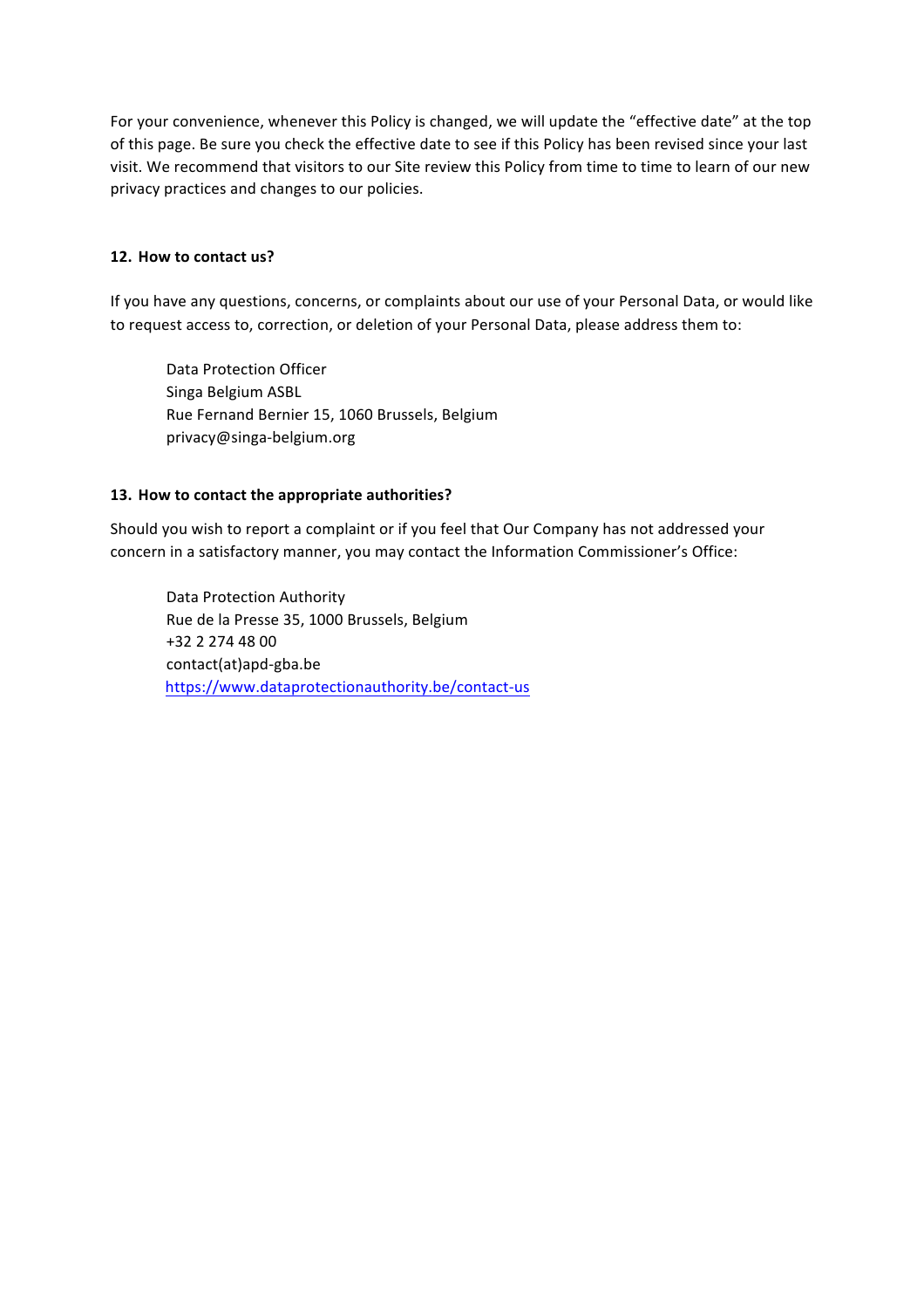For your convenience, whenever this Policy is changed, we will update the "effective date" at the top of this page. Be sure you check the effective date to see if this Policy has been revised since your last visit. We recommend that visitors to our Site review this Policy from time to time to learn of our new privacy practices and changes to our policies.

**12. How to contact us?**

If you have any questions, concerns, or complaints about our use of your Personal Data, or would like to request access to, correction, or deletion of your Personal Data, please address them to:

> Data Protection Officer
> Singa Belgium ASBL
> Rue Fernand Bernier 15, 1060 Brussels, Belgium
> privacy@singa-belgium.org

**13. How to contact the appropriate authorities?**

Should you wish to report a complaint or if you feel that Our Company has not addressed your concern in a satisfactory manner, you may contact the Information Commissioner's Office:

> Data Protection Authority
> Rue de la Presse 35, 1000 Brussels, Belgium
> +32 2 274 48 00
> contact(at)apd-gba.be
> https://www.dataprotectionauthority.be/contact-us